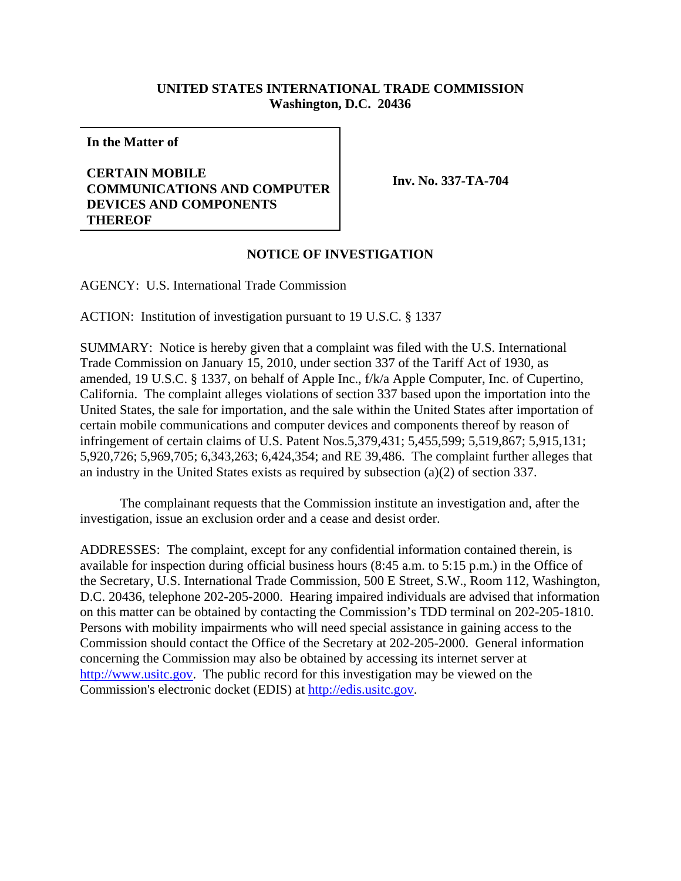**UNITED STATES INTERNATIONAL TRADE COMMISSION**
**Washington, D.C. 20436**

| In the Matter of | |
|---|---|
| **CERTAIN MOBILE COMMUNICATIONS AND COMPUTER DEVICES AND COMPONENTS THEREOF** | **Inv. No. 337-TA-704** |

## NOTICE OF INVESTIGATION

AGENCY: U.S. International Trade Commission

ACTION: Institution of investigation pursuant to 19 U.S.C. § 1337

SUMMARY: Notice is hereby given that a complaint was filed with the U.S. International Trade Commission on January 15, 2010, under section 337 of the Tariff Act of 1930, as amended, 19 U.S.C. § 1337, on behalf of Apple Inc., f/k/a Apple Computer, Inc. of Cupertino, California. The complaint alleges violations of section 337 based upon the importation into the United States, the sale for importation, and the sale within the United States after importation of certain mobile communications and computer devices and components thereof by reason of infringement of certain claims of U.S. Patent Nos.5,379,431; 5,455,599; 5,519,867; 5,915,131; 5,920,726; 5,969,705; 6,343,263; 6,424,354; and RE 39,486. The complaint further alleges that an industry in the United States exists as required by subsection (a)(2) of section 337.

The complainant requests that the Commission institute an investigation and, after the investigation, issue an exclusion order and a cease and desist order.

ADDRESSES: The complaint, except for any confidential information contained therein, is available for inspection during official business hours (8:45 a.m. to 5:15 p.m.) in the Office of the Secretary, U.S. International Trade Commission, 500 E Street, S.W., Room 112, Washington, D.C. 20436, telephone 202-205-2000. Hearing impaired individuals are advised that information on this matter can be obtained by contacting the Commission's TDD terminal on 202-205-1810. Persons with mobility impairments who will need special assistance in gaining access to the Commission should contact the Office of the Secretary at 202-205-2000. General information concerning the Commission may also be obtained by accessing its internet server at http://www.usitc.gov. The public record for this investigation may be viewed on the Commission's electronic docket (EDIS) at http://edis.usitc.gov.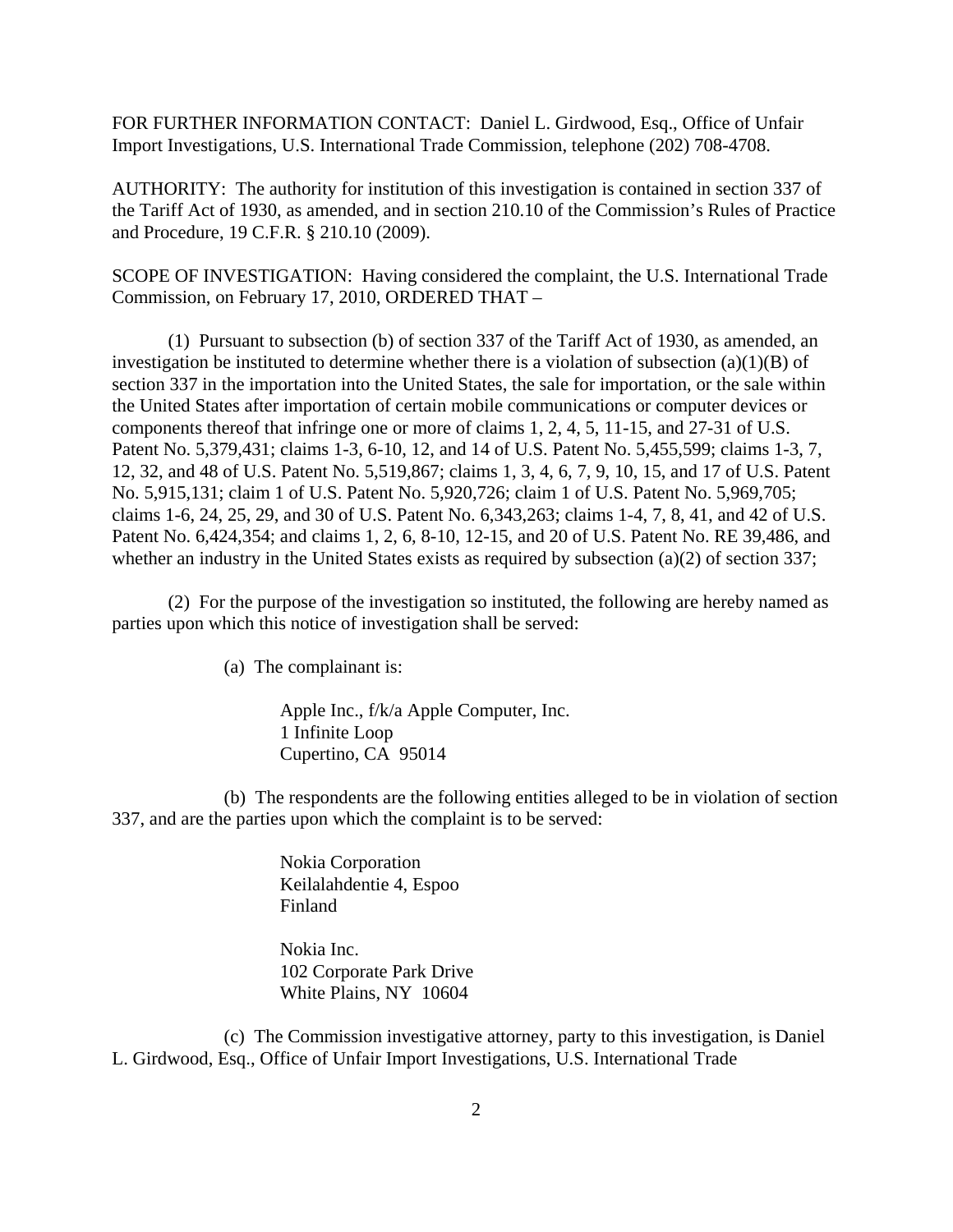FOR FURTHER INFORMATION CONTACT: Daniel L. Girdwood, Esq., Office of Unfair Import Investigations, U.S. International Trade Commission, telephone (202) 708-4708.

AUTHORITY: The authority for institution of this investigation is contained in section 337 of the Tariff Act of 1930, as amended, and in section 210.10 of the Commission's Rules of Practice and Procedure, 19 C.F.R. § 210.10 (2009).

SCOPE OF INVESTIGATION: Having considered the complaint, the U.S. International Trade Commission, on February 17, 2010, ORDERED THAT –

(1) Pursuant to subsection (b) of section 337 of the Tariff Act of 1930, as amended, an investigation be instituted to determine whether there is a violation of subsection (a)(1)(B) of section 337 in the importation into the United States, the sale for importation, or the sale within the United States after importation of certain mobile communications or computer devices or components thereof that infringe one or more of claims 1, 2, 4, 5, 11-15, and 27-31 of U.S. Patent No. 5,379,431; claims 1-3, 6-10, 12, and 14 of U.S. Patent No. 5,455,599; claims 1-3, 7, 12, 32, and 48 of U.S. Patent No. 5,519,867; claims 1, 3, 4, 6, 7, 9, 10, 15, and 17 of U.S. Patent No. 5,915,131; claim 1 of U.S. Patent No. 5,920,726; claim 1 of U.S. Patent No. 5,969,705; claims 1-6, 24, 25, 29, and 30 of U.S. Patent No. 6,343,263; claims 1-4, 7, 8, 41, and 42 of U.S. Patent No. 6,424,354; and claims 1, 2, 6, 8-10, 12-15, and 20 of U.S. Patent No. RE 39,486, and whether an industry in the United States exists as required by subsection (a)(2) of section 337;

(2) For the purpose of the investigation so instituted, the following are hereby named as parties upon which this notice of investigation shall be served:

(a) The complainant is:

Apple Inc., f/k/a Apple Computer, Inc.
1 Infinite Loop
Cupertino, CA 95014

(b) The respondents are the following entities alleged to be in violation of section 337, and are the parties upon which the complaint is to be served:

Nokia Corporation
Keilalahdentie 4, Espoo
Finland

Nokia Inc.
102 Corporate Park Drive
White Plains, NY 10604

(c) The Commission investigative attorney, party to this investigation, is Daniel L. Girdwood, Esq., Office of Unfair Import Investigations, U.S. International Trade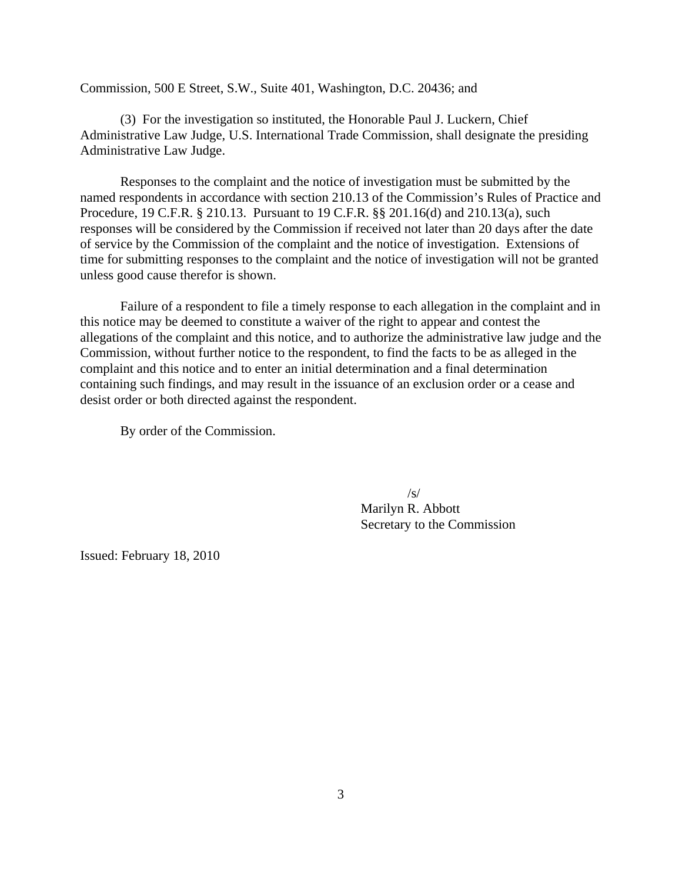Commission, 500 E Street, S.W., Suite 401, Washington, D.C. 20436; and

(3) For the investigation so instituted, the Honorable Paul J. Luckern, Chief Administrative Law Judge, U.S. International Trade Commission, shall designate the presiding Administrative Law Judge.

Responses to the complaint and the notice of investigation must be submitted by the named respondents in accordance with section 210.13 of the Commission's Rules of Practice and Procedure, 19 C.F.R. § 210.13. Pursuant to 19 C.F.R. §§ 201.16(d) and 210.13(a), such responses will be considered by the Commission if received not later than 20 days after the date of service by the Commission of the complaint and the notice of investigation. Extensions of time for submitting responses to the complaint and the notice of investigation will not be granted unless good cause therefor is shown.

Failure of a respondent to file a timely response to each allegation in the complaint and in this notice may be deemed to constitute a waiver of the right to appear and contest the allegations of the complaint and this notice, and to authorize the administrative law judge and the Commission, without further notice to the respondent, to find the facts to be as alleged in the complaint and this notice and to enter an initial determination and a final determination containing such findings, and may result in the issuance of an exclusion order or a cease and desist order or both directed against the respondent.

By order of the Commission.

/s/
Marilyn R. Abbott
Secretary to the Commission

Issued: February 18, 2010